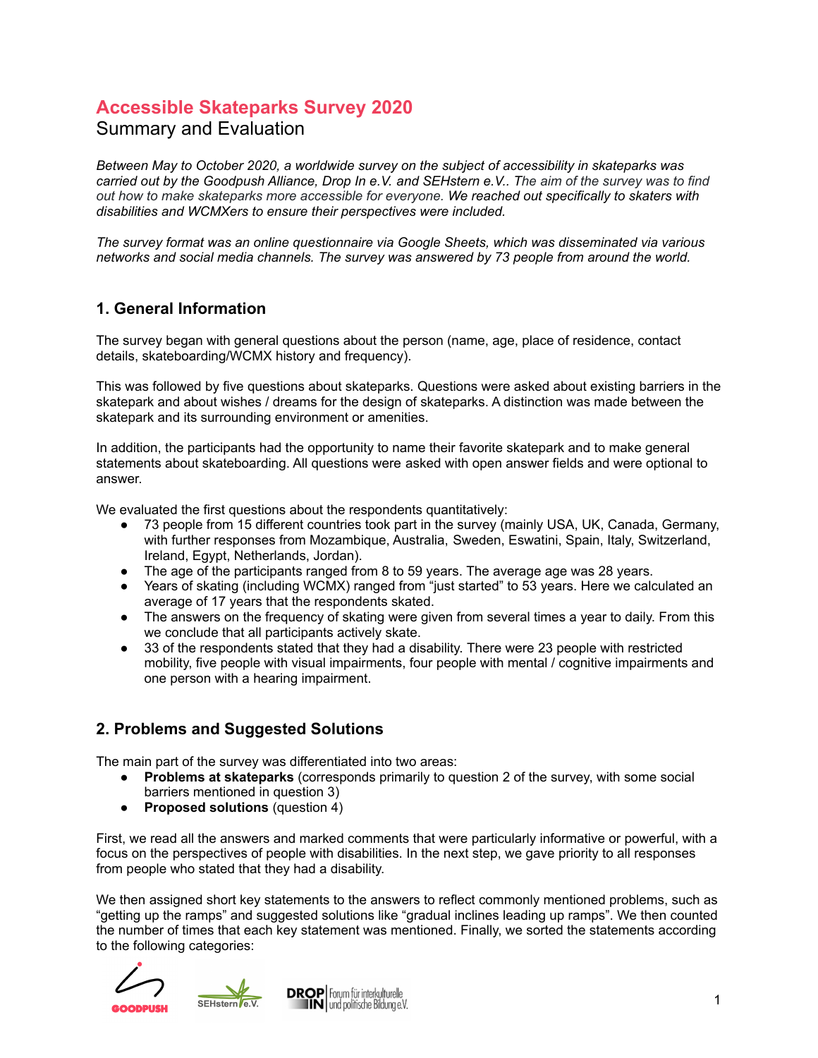# Accessible Skateparks Survey 2020

## Summary and Evaluation

*Between May to October 2020, a worldwide survey on the subject of accessibility in skateparks was carried out by the Goodpush Alliance, Drop In e.V. and SEHstern e.V.. The aim of the survey was to find out how to make skateparks more accessible for everyone. We reached out specifically to skaters with disabilities and WCMXers to ensure their perspectives were included.*

*The survey format was an online questionnaire via Google Sheets, which was disseminated via various networks and social media channels. The survey was answered by 73 people from around the world.*

## 1. General Information

The survey began with general questions about the person (name, age, place of residence, contact details, skateboarding/WCMX history and frequency).

This was followed by five questions about skateparks. Questions were asked about existing barriers in the skatepark and about wishes / dreams for the design of skateparks. A distinction was made between the skatepark and its surrounding environment or amenities.

In addition, the participants had the opportunity to name their favorite skatepark and to make general statements about skateboarding. All questions were asked with open answer fields and were optional to answer.

We evaluated the first questions about the respondents quantitatively:

- 73 people from 15 different countries took part in the survey (mainly USA, UK, Canada, Germany, with further responses from Mozambique, Australia, Sweden, Eswatini, Spain, Italy, Switzerland, Ireland, Egypt, Netherlands, Jordan).
- The age of the participants ranged from 8 to 59 years. The average age was 28 years.
- Years of skating (including WCMX) ranged from "just started" to 53 years. Here we calculated an average of 17 years that the respondents skated.
- The answers on the frequency of skating were given from several times a year to daily. From this we conclude that all participants actively skate.
- 33 of the respondents stated that they had a disability. There were 23 people with restricted mobility, five people with visual impairments, four people with mental / cognitive impairments and one person with a hearing impairment.

## 2. Problems and Suggested Solutions

The main part of the survey was differentiated into two areas:

- **Problems at skateparks** (corresponds primarily to question 2 of the survey, with some social barriers mentioned in question 3)
- **Proposed solutions** (question 4)

First, we read all the answers and marked comments that were particularly informative or powerful, with a focus on the perspectives of people with disabilities. In the next step, we gave priority to all responses from people who stated that they had a disability.

We then assigned short key statements to the answers to reflect commonly mentioned problems, such as "getting up the ramps" and suggested solutions like "gradual inclines leading up ramps". We then counted the number of times that each key statement was mentioned. Finally, we sorted the statements according to the following categories: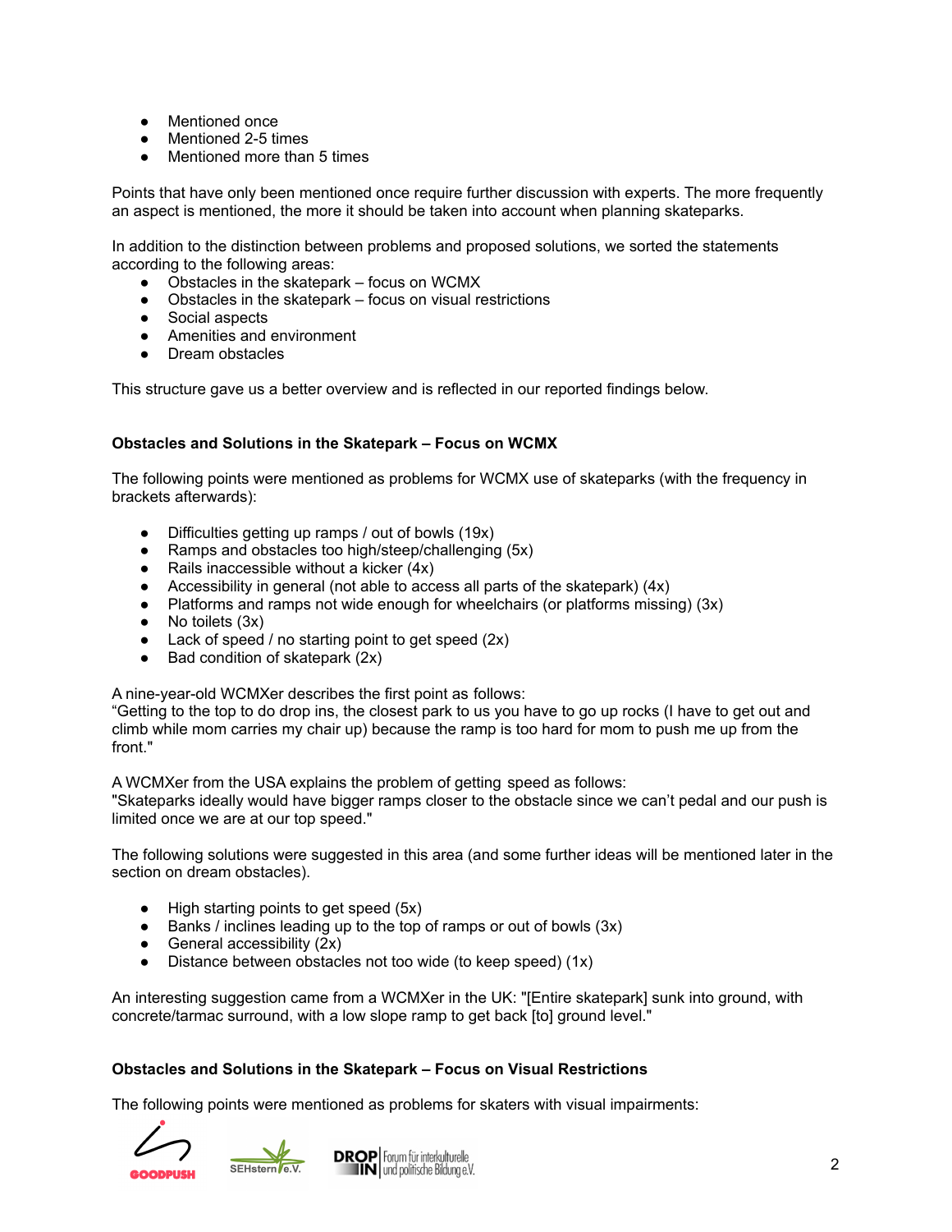- Mentioned once
- Mentioned 2-5 times
- Mentioned more than 5 times

Points that have only been mentioned once require further discussion with experts. The more frequently an aspect is mentioned, the more it should be taken into account when planning skateparks.

In addition to the distinction between problems and proposed solutions, we sorted the statements according to the following areas:

- Obstacles in the skatepark – focus on WCMX
- Obstacles in the skatepark – focus on visual restrictions
- Social aspects
- Amenities and environment
- Dream obstacles

This structure gave us a better overview and is reflected in our reported findings below.

### Obstacles and Solutions in the Skatepark – Focus on WCMX

The following points were mentioned as problems for WCMX use of skateparks (with the frequency in brackets afterwards):

- Difficulties getting up ramps / out of bowls (19x)
- Ramps and obstacles too high/steep/challenging (5x)
- Rails inaccessible without a kicker (4x)
- Accessibility in general (not able to access all parts of the skatepark) (4x)
- Platforms and ramps not wide enough for wheelchairs (or platforms missing) (3x)
- No toilets (3x)
- Lack of speed / no starting point to get speed (2x)
- Bad condition of skatepark (2x)

A nine-year-old WCMXer describes the first point as follows:
"Getting to the top to do drop ins, the closest park to us you have to go up rocks (I have to get out and climb while mom carries my chair up) because the ramp is too hard for mom to push me up from the front."

A WCMXer from the USA explains the problem of getting speed as follows:
"Skateparks ideally would have bigger ramps closer to the obstacle since we can't pedal and our push is limited once we are at our top speed."

The following solutions were suggested in this area (and some further ideas will be mentioned later in the section on dream obstacles).

- High starting points to get speed (5x)
- Banks / inclines leading up to the top of ramps or out of bowls (3x)
- General accessibility (2x)
- Distance between obstacles not too wide (to keep speed) (1x)

An interesting suggestion came from a WCMXer in the UK: "[Entire skatepark] sunk into ground, with concrete/tarmac surround, with a low slope ramp to get back [to] ground level."

### Obstacles and Solutions in the Skatepark – Focus on Visual Restrictions

The following points were mentioned as problems for skaters with visual impairments: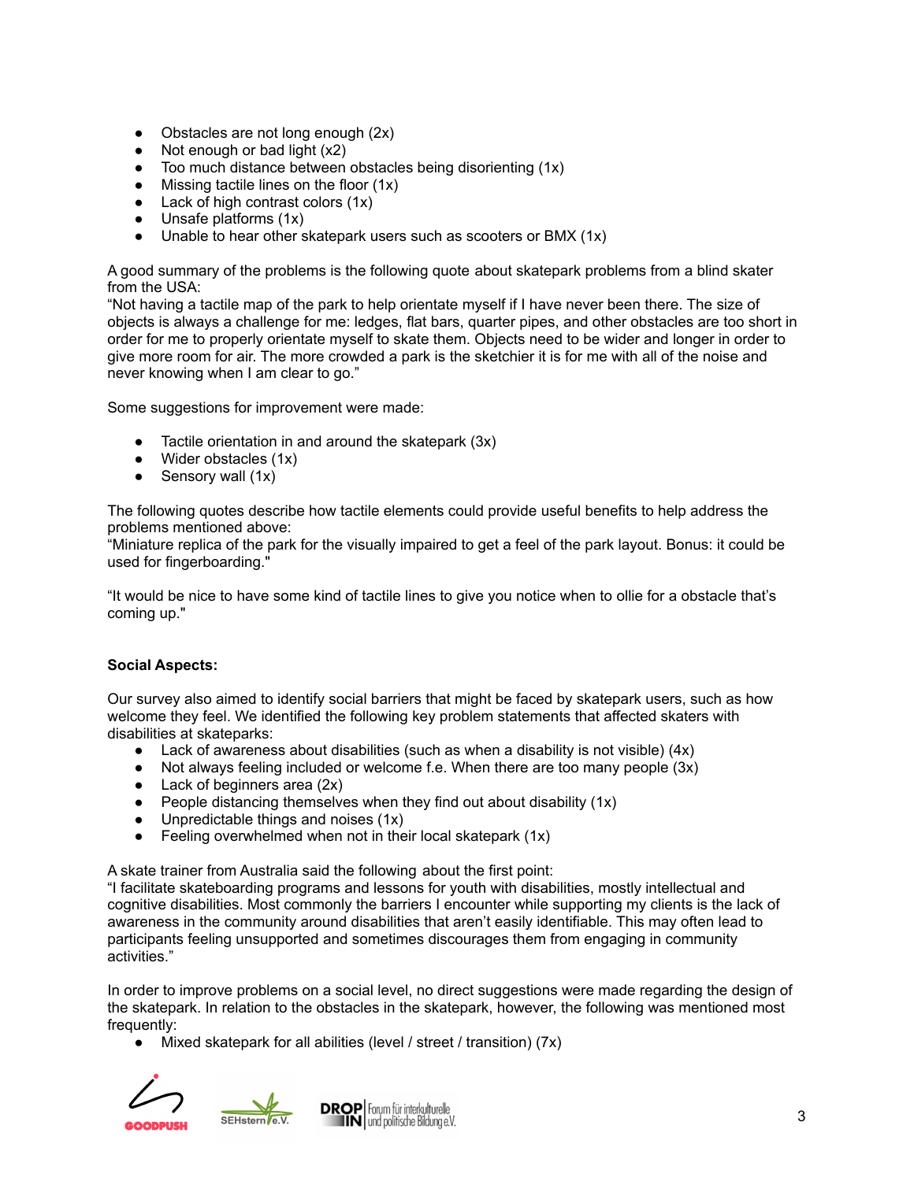- Obstacles are not long enough (2x)
- Not enough or bad light (x2)
- Too much distance between obstacles being disorienting (1x)
- Missing tactile lines on the floor (1x)
- Lack of high contrast colors (1x)
- Unsafe platforms (1x)
- Unable to hear other skatepark users such as scooters or BMX (1x)

A good summary of the problems is the following quote about skatepark problems from a blind skater from the USA:
"Not having a tactile map of the park to help orientate myself if I have never been there. The size of objects is always a challenge for me: ledges, flat bars, quarter pipes, and other obstacles are too short in order for me to properly orientate myself to skate them. Objects need to be wider and longer in order to give more room for air. The more crowded a park is the sketchier it is for me with all of the noise and never knowing when I am clear to go."

Some suggestions for improvement were made:

- Tactile orientation in and around the skatepark (3x)
- Wider obstacles (1x)
- Sensory wall (1x)

The following quotes describe how tactile elements could provide useful benefits to help address the problems mentioned above:
"Miniature replica of the park for the visually impaired to get a feel of the park layout. Bonus: it could be used for fingerboarding."

"It would be nice to have some kind of tactile lines to give you notice when to ollie for a obstacle that's coming up."

**Social Aspects:**

Our survey also aimed to identify social barriers that might be faced by skatepark users, such as how welcome they feel. We identified the following key problem statements that affected skaters with disabilities at skateparks:

- Lack of awareness about disabilities (such as when a disability is not visible) (4x)
- Not always feeling included or welcome f.e. When there are too many people (3x)
- Lack of beginners area (2x)
- People distancing themselves when they find out about disability (1x)
- Unpredictable things and noises (1x)
- Feeling overwhelmed when not in their local skatepark (1x)

A skate trainer from Australia said the following about the first point:
"I facilitate skateboarding programs and lessons for youth with disabilities, mostly intellectual and cognitive disabilities. Most commonly the barriers I encounter while supporting my clients is the lack of awareness in the community around disabilities that aren't easily identifiable. This may often lead to participants feeling unsupported and sometimes discourages them from engaging in community activities."

In order to improve problems on a social level, no direct suggestions were made regarding the design of the skatepark. In relation to the obstacles in the skatepark, however, the following was mentioned most frequently:

- Mixed skatepark for all abilities (level / street / transition) (7x)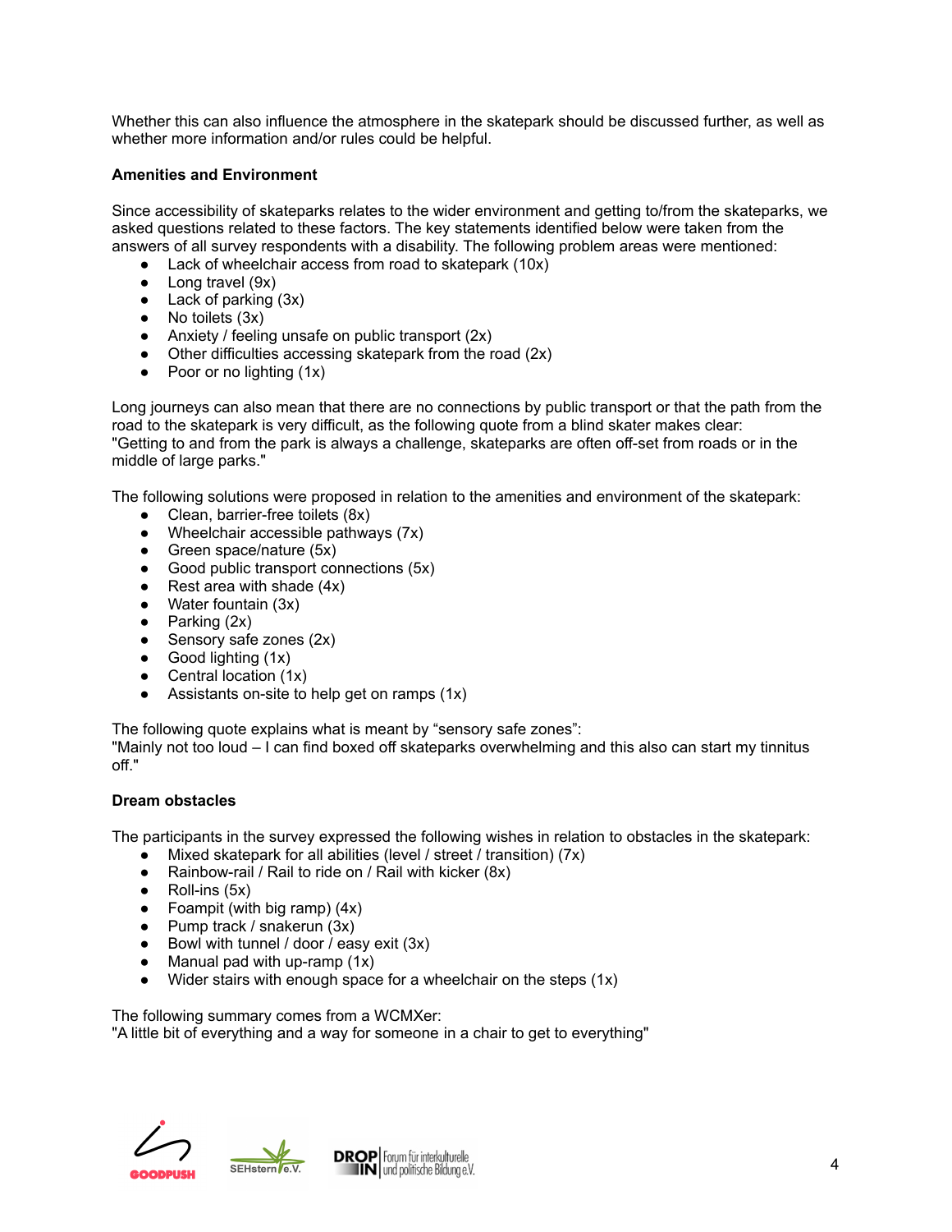Whether this can also influence the atmosphere in the skatepark should be discussed further, as well as whether more information and/or rules could be helpful.

**Amenities and Environment**

Since accessibility of skateparks relates to the wider environment and getting to/from the skateparks, we asked questions related to these factors. The key statements identified below were taken from the answers of all survey respondents with a disability. The following problem areas were mentioned:

- Lack of wheelchair access from road to skatepark (10x)
- Long travel (9x)
- Lack of parking (3x)
- No toilets (3x)
- Anxiety / feeling unsafe on public transport (2x)
- Other difficulties accessing skatepark from the road (2x)
- Poor or no lighting (1x)

Long journeys can also mean that there are no connections by public transport or that the path from the road to the skatepark is very difficult, as the following quote from a blind skater makes clear: "Getting to and from the park is always a challenge, skateparks are often off-set from roads or in the middle of large parks."

The following solutions were proposed in relation to the amenities and environment of the skatepark:

- Clean, barrier-free toilets (8x)
- Wheelchair accessible pathways (7x)
- Green space/nature (5x)
- Good public transport connections (5x)
- Rest area with shade (4x)
- Water fountain (3x)
- Parking (2x)
- Sensory safe zones (2x)
- Good lighting (1x)
- Central location (1x)
- Assistants on-site to help get on ramps (1x)

The following quote explains what is meant by "sensory safe zones":
"Mainly not too loud – I can find boxed off skateparks overwhelming and this also can start my tinnitus off."

**Dream obstacles**

The participants in the survey expressed the following wishes in relation to obstacles in the skatepark:

- Mixed skatepark for all abilities (level / street / transition) (7x)
- Rainbow-rail / Rail to ride on / Rail with kicker (8x)
- Roll-ins (5x)
- Foampit (with big ramp) (4x)
- Pump track / snakerun (3x)
- Bowl with tunnel / door / easy exit (3x)
- Manual pad with up-ramp (1x)
- Wider stairs with enough space for a wheelchair on the steps (1x)

The following summary comes from a WCMXer:
"A little bit of everything and a way for someone in a chair to get to everything"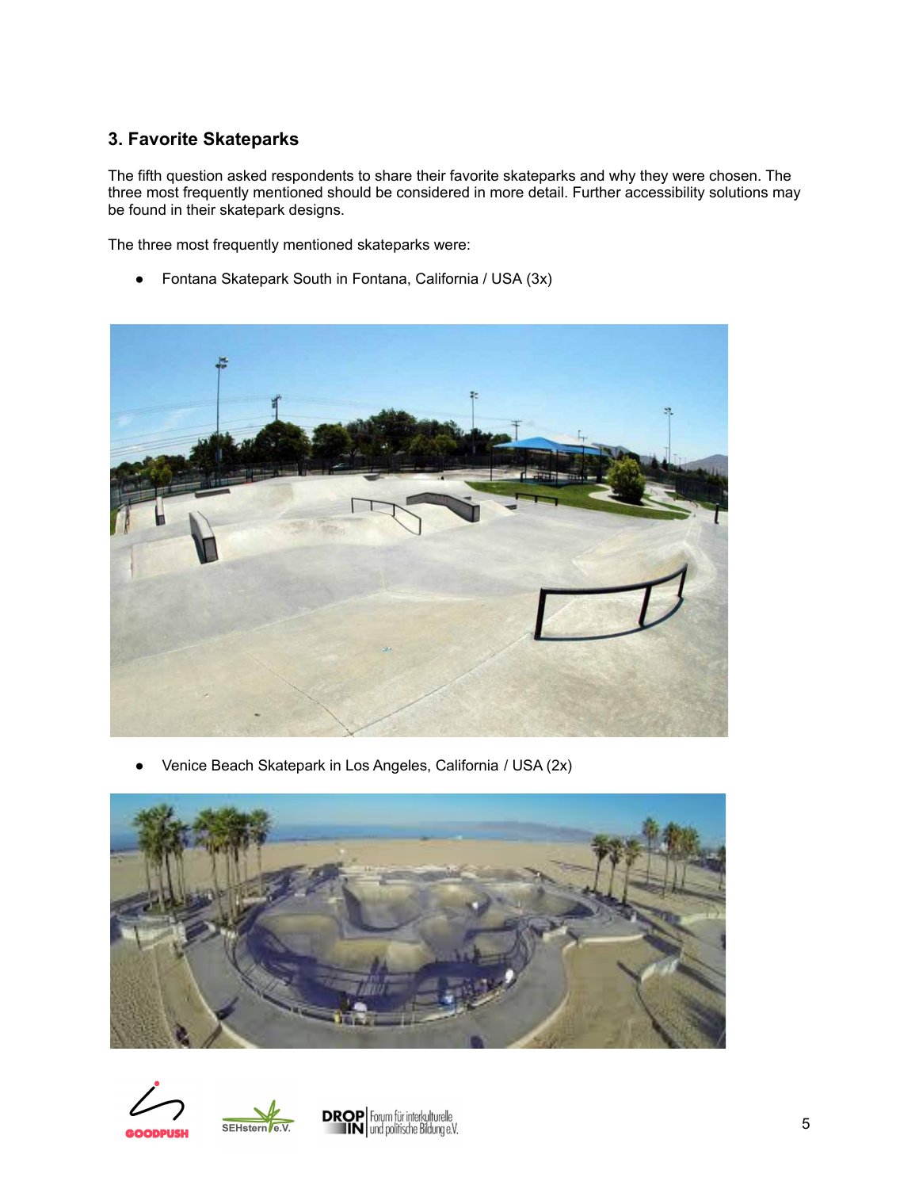### 3. Favorite Skateparks

The fifth question asked respondents to share their favorite skateparks and why they were chosen. The three most frequently mentioned should be considered in more detail. Further accessibility solutions may be found in their skatepark designs.

The three most frequently mentioned skateparks were:

- Fontana Skatepark South in Fontana, California / USA (3x)

- Venice Beach Skatepark in Los Angeles, California / USA (2x)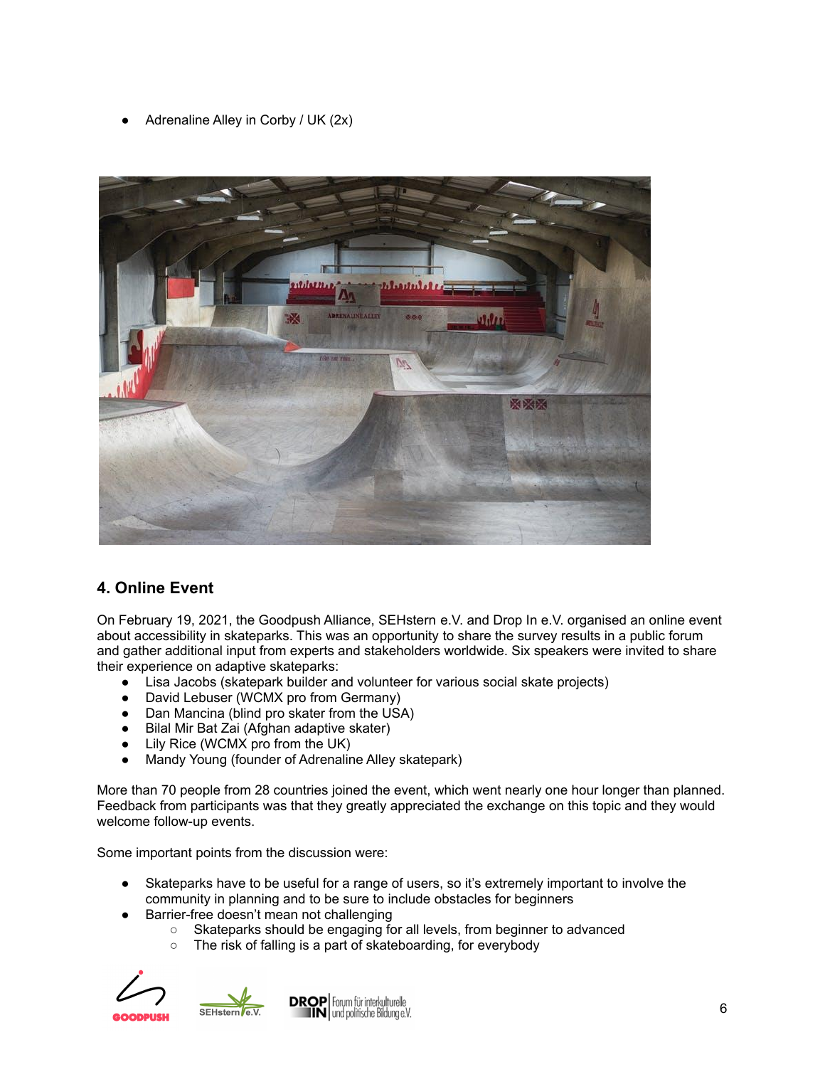- Adrenaline Alley in Corby / UK (2x)

## 4. Online Event

On February 19, 2021, the Goodpush Alliance, SEHstern e.V. and Drop In e.V. organised an online event about accessibility in skateparks. This was an opportunity to share the survey results in a public forum and gather additional input from experts and stakeholders worldwide. Six speakers were invited to share their experience on adaptive skateparks:

- Lisa Jacobs (skatepark builder and volunteer for various social skate projects)
- David Lebuser (WCMX pro from Germany)
- Dan Mancina (blind pro skater from the USA)
- Bilal Mir Bat Zai (Afghan adaptive skater)
- Lily Rice (WCMX pro from the UK)
- Mandy Young (founder of Adrenaline Alley skatepark)

More than 70 people from 28 countries joined the event, which went nearly one hour longer than planned. Feedback from participants was that they greatly appreciated the exchange on this topic and they would welcome follow-up events.

Some important points from the discussion were:

- Skateparks have to be useful for a range of users, so it's extremely important to involve the community in planning and to be sure to include obstacles for beginners
- Barrier-free doesn't mean not challenging
  - Skateparks should be engaging for all levels, from beginner to advanced
  - The risk of falling is a part of skateboarding, for everybody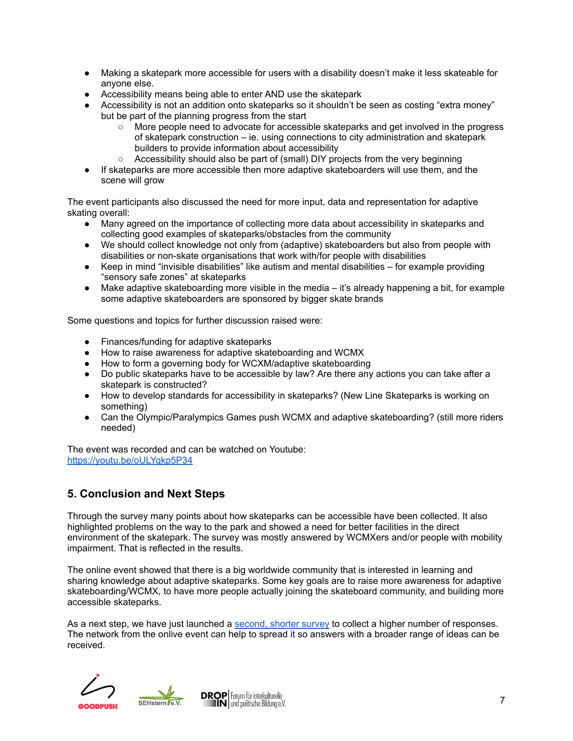- Making a skatepark more accessible for users with a disability doesn't make it less skateable for anyone else.
- Accessibility means being able to enter AND use the skatepark
- Accessibility is not an addition onto skateparks so it shouldn't be seen as costing "extra money" but be part of the planning progress from the start
    - More people need to advocate for accessible skateparks and get involved in the progress of skatepark construction – ie. using connections to city administration and skatepark builders to provide information about accessibility
    - Accessibility should also be part of (small) DIY projects from the very beginning
- If skateparks are more accessible then more adaptive skateboarders will use them, and the scene will grow

The event participants also discussed the need for more input, data and representation for adaptive skating overall:

- Many agreed on the importance of collecting more data about accessibility in skateparks and collecting good examples of skateparks/obstacles from the community
- We should collect knowledge not only from (adaptive) skateboarders but also from people with disabilities or non-skate organisations that work with/for people with disabilities
- Keep in mind "invisible disabilities" like autism and mental disabilities – for example providing "sensory safe zones" at skateparks
- Make adaptive skateboarding more visible in the media – it's already happening a bit, for example some adaptive skateboarders are sponsored by bigger skate brands

Some questions and topics for further discussion raised were:

- Finances/funding for adaptive skateparks
- How to raise awareness for adaptive skateboarding and WCMX
- How to form a governing body for WCXM/adaptive skateboarding
- Do public skateparks have to be accessible by law? Are there any actions you can take after a skatepark is constructed?
- How to develop standards for accessibility in skateparks? (New Line Skateparks is working on something)
- Can the Olympic/Paralympics Games push WCMX and adaptive skateboarding? (still more riders needed)

The event was recorded and can be watched on Youtube:
https://youtu.be/oULYqkp5P34

## 5. Conclusion and Next Steps

Through the survey many points about how skateparks can be accessible have been collected. It also highlighted problems on the way to the park and showed a need for better facilities in the direct environment of the skatepark. The survey was mostly answered by WCMXers and/or people with mobility impairment. That is reflected in the results.

The online event showed that there is a big worldwide community that is interested in learning and sharing knowledge about adaptive skateparks. Some key goals are to raise more awareness for adaptive skateboarding/WCMX, to have more people actually joining the skateboard community, and building more accessible skateparks.

As a next step, we have just launched a second, shorter survey to collect a higher number of responses. The network from the onlive event can help to spread it so answers with a broader range of ideas can be received.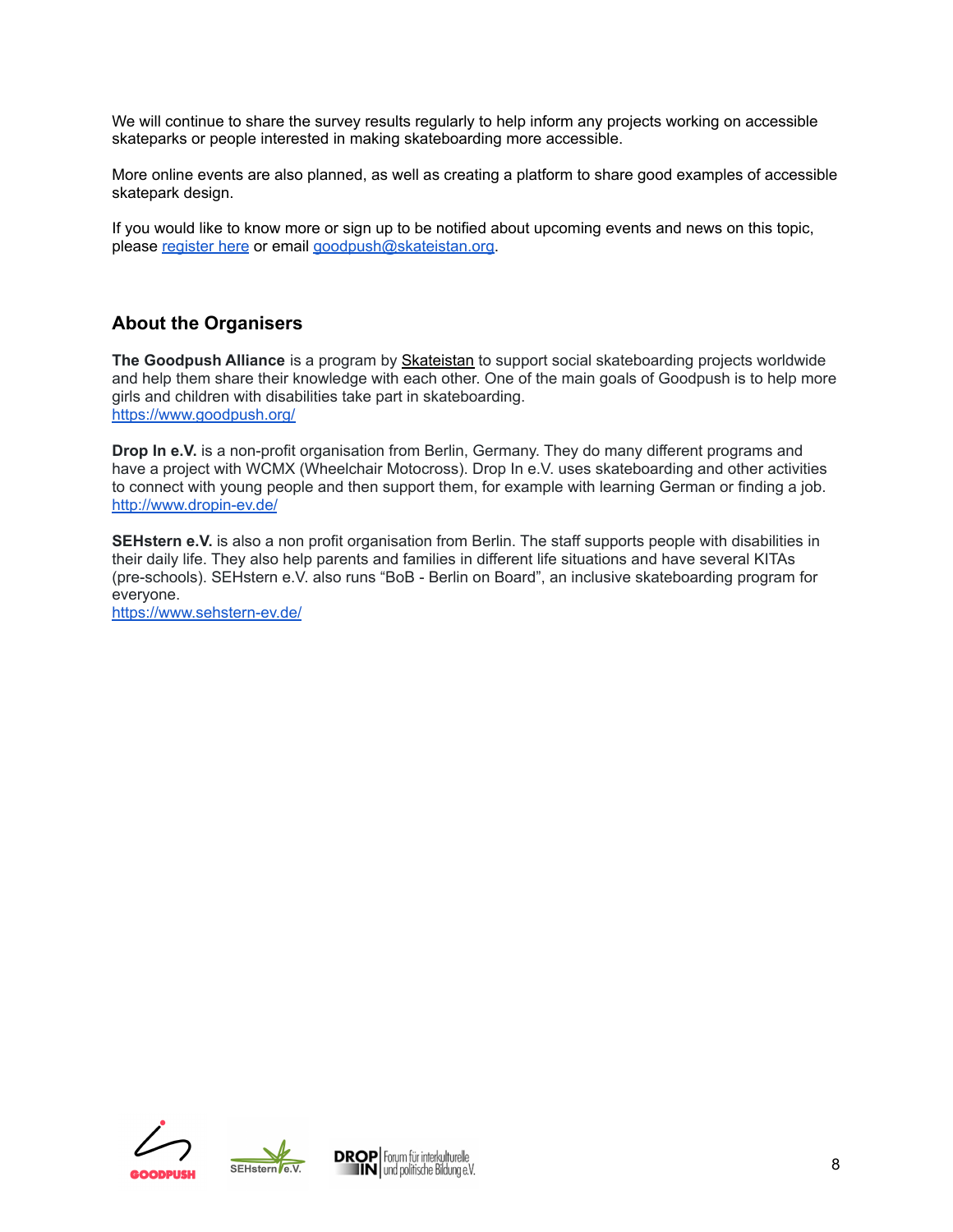We will continue to share the survey results regularly to help inform any projects working on accessible skateparks or people interested in making skateboarding more accessible.

More online events are also planned, as well as creating a platform to share good examples of accessible skatepark design.

If you would like to know more or sign up to be notified about upcoming events and news on this topic, please register here or email goodpush@skateistan.org.

## About the Organisers

**The Goodpush Alliance** is a program by Skateistan to support social skateboarding projects worldwide and help them share their knowledge with each other. One of the main goals of Goodpush is to help more girls and children with disabilities take part in skateboarding.
https://www.goodpush.org/

**Drop In e.V.** is a non-profit organisation from Berlin, Germany. They do many different programs and have a project with WCMX (Wheelchair Motocross). Drop In e.V. uses skateboarding and other activities to connect with young people and then support them, for example with learning German or finding a job.
http://www.dropin-ev.de/

**SEHstern e.V.** is also a non profit organisation from Berlin. The staff supports people with disabilities in their daily life. They also help parents and families in different life situations and have several KITAs (pre-schools). SEHstern e.V. also runs “BoB - Berlin on Board”, an inclusive skateboarding program for everyone.
https://www.sehstern-ev.de/

GOODPUSH

SEHstern e.V.

DROP IN Forum für interkulturelle und politische Bildung e.V.